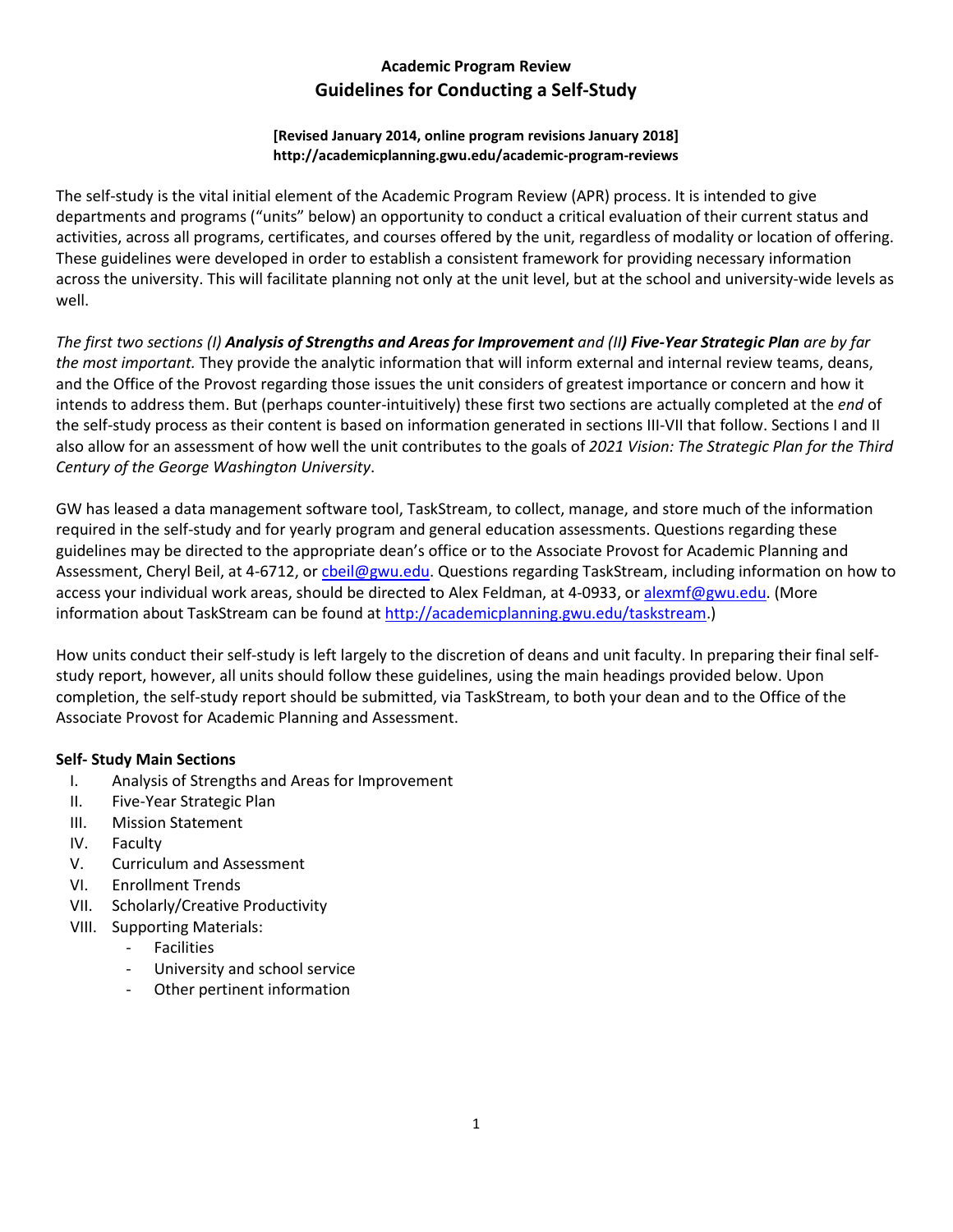# Academic Program Review
## Guidelines for Conducting a Self-Study

**[Revised January 2014, online program revisions January 2018]**
**http://academicplanning.gwu.edu/academic-program-reviews**

The self-study is the vital initial element of the Academic Program Review (APR) process. It is intended to give departments and programs ("units" below) an opportunity to conduct a critical evaluation of their current status and activities, across all programs, certificates, and courses offered by the unit, regardless of modality or location of offering. These guidelines were developed in order to establish a consistent framework for providing necessary information across the university. This will facilitate planning not only at the unit level, but at the school and university-wide levels as well.

*The first two sections (I)* ***Analysis of Strengths and Areas for Improvement*** *and (II****) Five-Year Strategic Plan*** *are by far the most important.* They provide the analytic information that will inform external and internal review teams, deans, and the Office of the Provost regarding those issues the unit considers of greatest importance or concern and how it intends to address them. But (perhaps counter-intuitively) these first two sections are actually completed at the *end* of the self-study process as their content is based on information generated in sections III-VII that follow. Sections I and II also allow for an assessment of how well the unit contributes to the goals of *2021 Vision: The Strategic Plan for the Third Century of the George Washington University*.

GW has leased a data management software tool, TaskStream, to collect, manage, and store much of the information required in the self-study and for yearly program and general education assessments. Questions regarding these guidelines may be directed to the appropriate dean's office or to the Associate Provost for Academic Planning and Assessment, Cheryl Beil, at 4-6712, or cbeil@gwu.edu. Questions regarding TaskStream, including information on how to access your individual work areas, should be directed to Alex Feldman, at 4-0933, or alexmf@gwu.edu. (More information about TaskStream can be found at http://academicplanning.gwu.edu/taskstream.)

How units conduct their self-study is left largely to the discretion of deans and unit faculty. In preparing their final self-study report, however, all units should follow these guidelines, using the main headings provided below. Upon completion, the self-study report should be submitted, via TaskStream, to both your dean and to the Office of the Associate Provost for Academic Planning and Assessment.

**Self- Study Main Sections**

I. Analysis of Strengths and Areas for Improvement
II. Five-Year Strategic Plan
III. Mission Statement
IV. Faculty
V. Curriculum and Assessment
VI. Enrollment Trends
VII. Scholarly/Creative Productivity
VIII. Supporting Materials:
  - Facilities
  - University and school service
  - Other pertinent information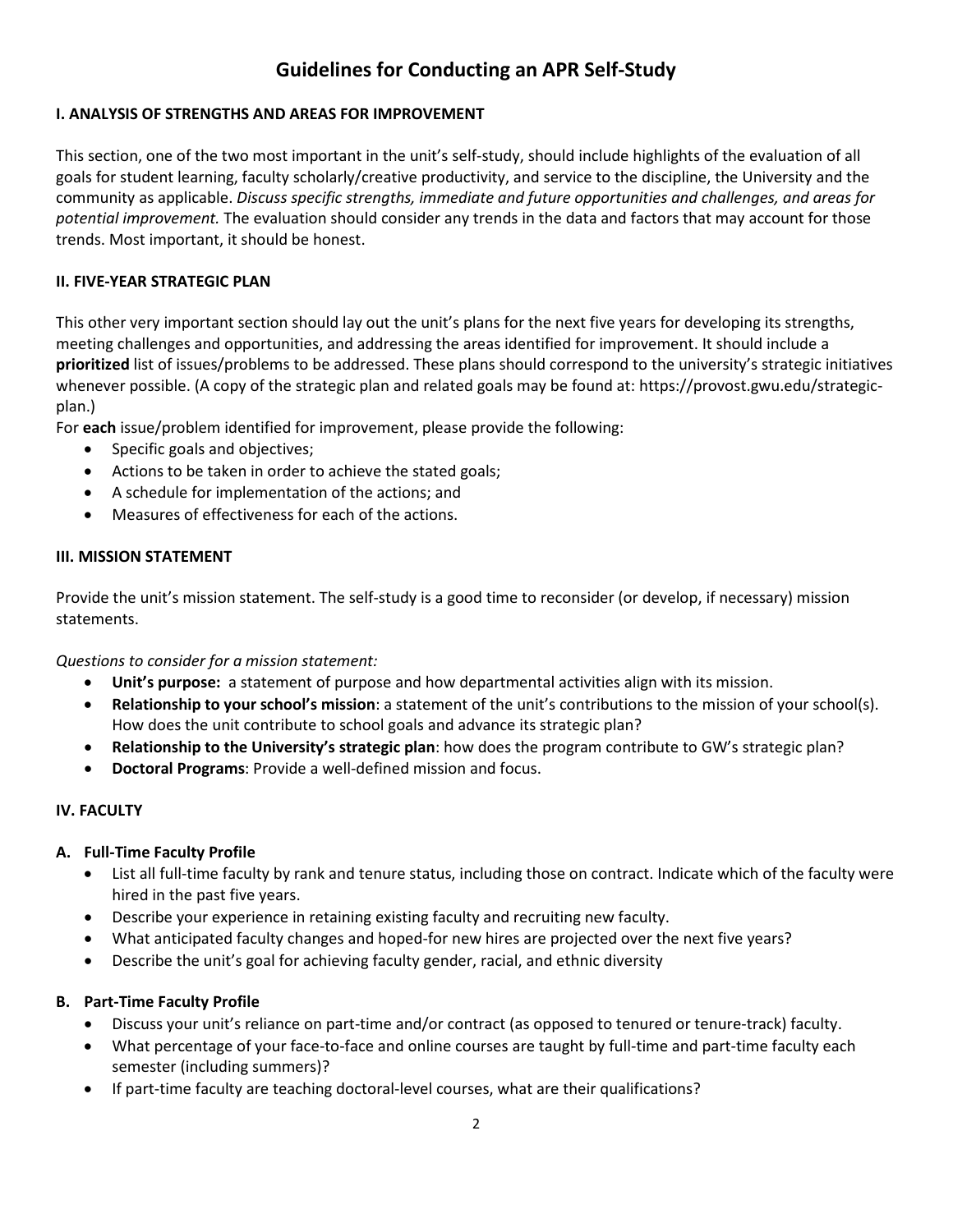# Guidelines for Conducting an APR Self-Study

### I. ANALYSIS OF STRENGTHS AND AREAS FOR IMPROVEMENT

This section, one of the two most important in the unit's self-study, should include highlights of the evaluation of all goals for student learning, faculty scholarly/creative productivity, and service to the discipline, the University and the community as applicable. *Discuss specific strengths, immediate and future opportunities and challenges, and areas for potential improvement.* The evaluation should consider any trends in the data and factors that may account for those trends. Most important, it should be honest.

### II. FIVE-YEAR STRATEGIC PLAN

This other very important section should lay out the unit's plans for the next five years for developing its strengths, meeting challenges and opportunities, and addressing the areas identified for improvement. It should include a **prioritized** list of issues/problems to be addressed. These plans should correspond to the university's strategic initiatives whenever possible. (A copy of the strategic plan and related goals may be found at: https://provost.gwu.edu/strategic-plan.)

For **each** issue/problem identified for improvement, please provide the following:

- Specific goals and objectives;
- Actions to be taken in order to achieve the stated goals;
- A schedule for implementation of the actions; and
- Measures of effectiveness for each of the actions.

### III. MISSION STATEMENT

Provide the unit's mission statement. The self-study is a good time to reconsider (or develop, if necessary) mission statements.

*Questions to consider for a mission statement:*

- **Unit's purpose:** a statement of purpose and how departmental activities align with its mission.
- **Relationship to your school's mission**: a statement of the unit's contributions to the mission of your school(s). How does the unit contribute to school goals and advance its strategic plan?
- **Relationship to the University's strategic plan**: how does the program contribute to GW's strategic plan?
- **Doctoral Programs**: Provide a well-defined mission and focus.

### IV. FACULTY

#### A. Full-Time Faculty Profile

- List all full-time faculty by rank and tenure status, including those on contract. Indicate which of the faculty were hired in the past five years.
- Describe your experience in retaining existing faculty and recruiting new faculty.
- What anticipated faculty changes and hoped-for new hires are projected over the next five years?
- Describe the unit's goal for achieving faculty gender, racial, and ethnic diversity

#### B. Part-Time Faculty Profile

- Discuss your unit's reliance on part-time and/or contract (as opposed to tenured or tenure-track) faculty.
- What percentage of your face-to-face and online courses are taught by full-time and part-time faculty each semester (including summers)?
- If part-time faculty are teaching doctoral-level courses, what are their qualifications?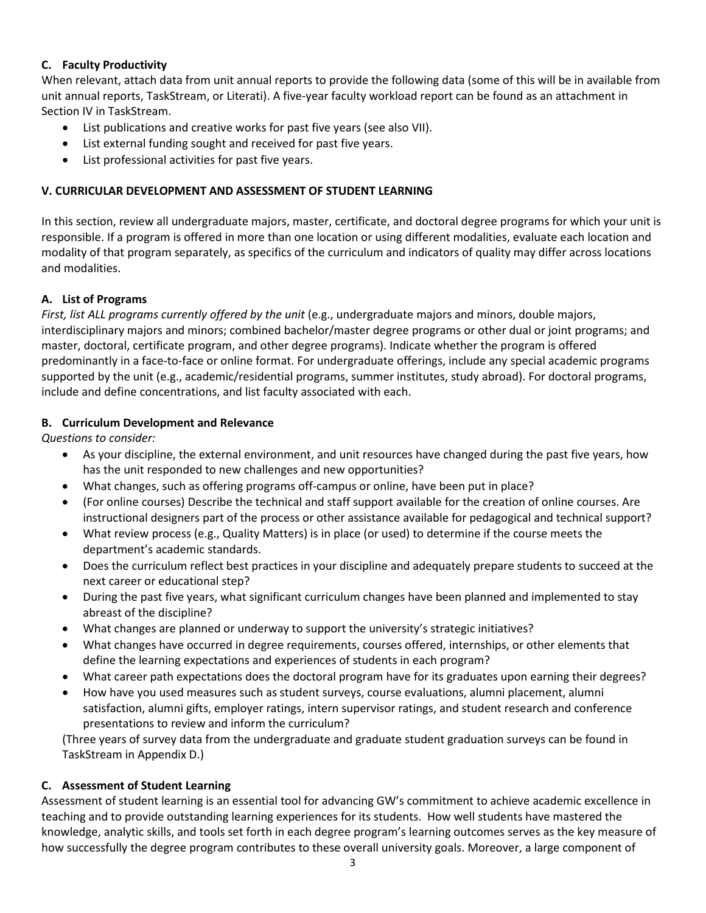### C. Faculty Productivity

When relevant, attach data from unit annual reports to provide the following data (some of this will be in available from unit annual reports, TaskStream, or Literati). A five-year faculty workload report can be found as an attachment in Section IV in TaskStream.

- List publications and creative works for past five years (see also VII).
- List external funding sought and received for past five years.
- List professional activities for past five years.

## V. CURRICULAR DEVELOPMENT AND ASSESSMENT OF STUDENT LEARNING

In this section, review all undergraduate majors, master, certificate, and doctoral degree programs for which your unit is responsible. If a program is offered in more than one location or using different modalities, evaluate each location and modality of that program separately, as specifics of the curriculum and indicators of quality may differ across locations and modalities.

### A. List of Programs

*First, list ALL programs currently offered by the unit* (e.g., undergraduate majors and minors, double majors, interdisciplinary majors and minors; combined bachelor/master degree programs or other dual or joint programs; and master, doctoral, certificate program, and other degree programs). Indicate whether the program is offered predominantly in a face-to-face or online format. For undergraduate offerings, include any special academic programs supported by the unit (e.g., academic/residential programs, summer institutes, study abroad). For doctoral programs, include and define concentrations, and list faculty associated with each.

### B. Curriculum Development and Relevance

*Questions to consider:*

- As your discipline, the external environment, and unit resources have changed during the past five years, how has the unit responded to new challenges and new opportunities?
- What changes, such as offering programs off-campus or online, have been put in place?
- (For online courses) Describe the technical and staff support available for the creation of online courses. Are instructional designers part of the process or other assistance available for pedagogical and technical support?
- What review process (e.g., Quality Matters) is in place (or used) to determine if the course meets the department's academic standards.
- Does the curriculum reflect best practices in your discipline and adequately prepare students to succeed at the next career or educational step?
- During the past five years, what significant curriculum changes have been planned and implemented to stay abreast of the discipline?
- What changes are planned or underway to support the university's strategic initiatives?
- What changes have occurred in degree requirements, courses offered, internships, or other elements that define the learning expectations and experiences of students in each program?
- What career path expectations does the doctoral program have for its graduates upon earning their degrees?
- How have you used measures such as student surveys, course evaluations, alumni placement, alumni satisfaction, alumni gifts, employer ratings, intern supervisor ratings, and student research and conference presentations to review and inform the curriculum?

(Three years of survey data from the undergraduate and graduate student graduation surveys can be found in TaskStream in Appendix D.)

### C. Assessment of Student Learning

Assessment of student learning is an essential tool for advancing GW's commitment to achieve academic excellence in teaching and to provide outstanding learning experiences for its students. How well students have mastered the knowledge, analytic skills, and tools set forth in each degree program's learning outcomes serves as the key measure of how successfully the degree program contributes to these overall university goals. Moreover, a large component of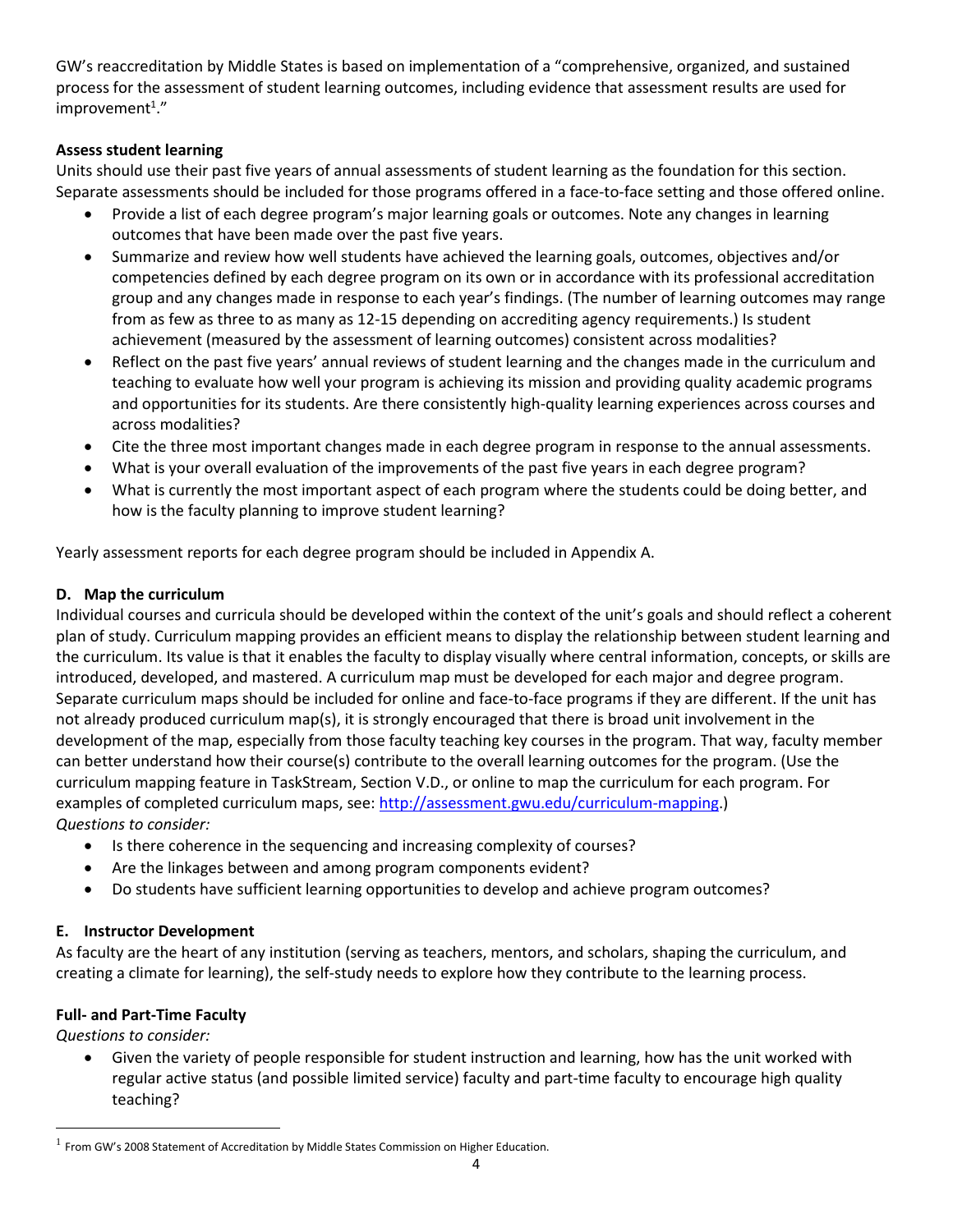GW's reaccreditation by Middle States is based on implementation of a "comprehensive, organized, and sustained process for the assessment of student learning outcomes, including evidence that assessment results are used for improvement[1]."

**Assess student learning**

Units should use their past five years of annual assessments of student learning as the foundation for this section. Separate assessments should be included for those programs offered in a face-to-face setting and those offered online.

- Provide a list of each degree program's major learning goals or outcomes. Note any changes in learning outcomes that have been made over the past five years.
- Summarize and review how well students have achieved the learning goals, outcomes, objectives and/or competencies defined by each degree program on its own or in accordance with its professional accreditation group and any changes made in response to each year's findings. (The number of learning outcomes may range from as few as three to as many as 12-15 depending on accrediting agency requirements.) Is student achievement (measured by the assessment of learning outcomes) consistent across modalities?
- Reflect on the past five years' annual reviews of student learning and the changes made in the curriculum and teaching to evaluate how well your program is achieving its mission and providing quality academic programs and opportunities for its students. Are there consistently high-quality learning experiences across courses and across modalities?
- Cite the three most important changes made in each degree program in response to the annual assessments.
- What is your overall evaluation of the improvements of the past five years in each degree program?
- What is currently the most important aspect of each program where the students could be doing better, and how is the faculty planning to improve student learning?

Yearly assessment reports for each degree program should be included in Appendix A.

### D. Map the curriculum

Individual courses and curricula should be developed within the context of the unit's goals and should reflect a coherent plan of study. Curriculum mapping provides an efficient means to display the relationship between student learning and the curriculum. Its value is that it enables the faculty to display visually where central information, concepts, or skills are introduced, developed, and mastered. A curriculum map must be developed for each major and degree program. Separate curriculum maps should be included for online and face-to-face programs if they are different. If the unit has not already produced curriculum map(s), it is strongly encouraged that there is broad unit involvement in the development of the map, especially from those faculty teaching key courses in the program. That way, faculty member can better understand how their course(s) contribute to the overall learning outcomes for the program. (Use the curriculum mapping feature in TaskStream, Section V.D., or online to map the curriculum for each program. For examples of completed curriculum maps, see: http://assessment.gwu.edu/curriculum-mapping.)

*Questions to consider:*

- Is there coherence in the sequencing and increasing complexity of courses?
- Are the linkages between and among program components evident?
- Do students have sufficient learning opportunities to develop and achieve program outcomes?

### E. Instructor Development

As faculty are the heart of any institution (serving as teachers, mentors, and scholars, shaping the curriculum, and creating a climate for learning), the self-study needs to explore how they contribute to the learning process.

**Full- and Part-Time Faculty**

*Questions to consider:*

- Given the variety of people responsible for student instruction and learning, how has the unit worked with regular active status (and possible limited service) faculty and part-time faculty to encourage high quality teaching?

[1] From GW's 2008 Statement of Accreditation by Middle States Commission on Higher Education.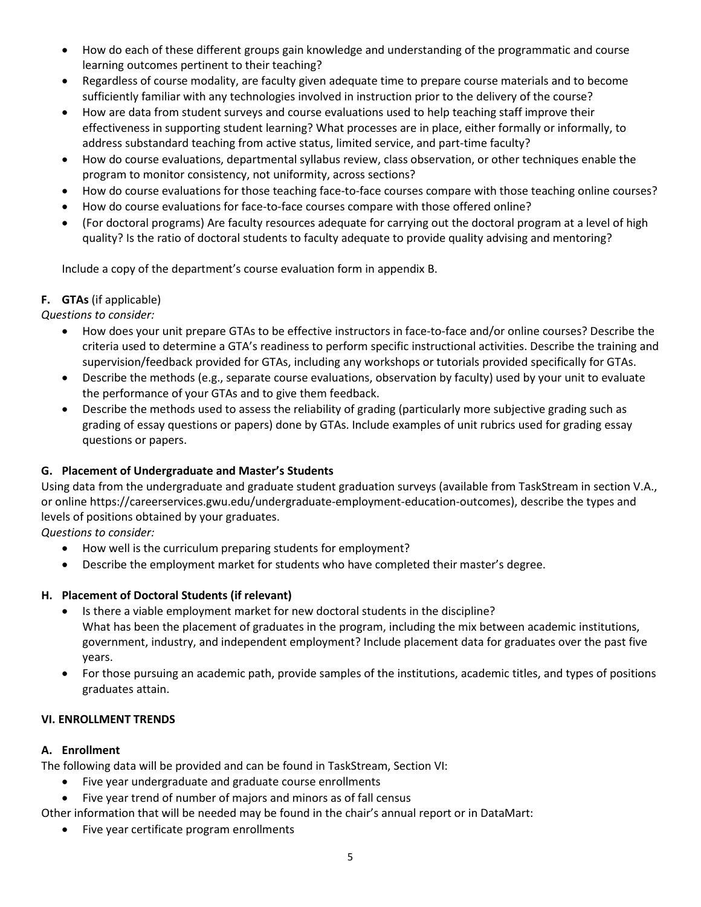- How do each of these different groups gain knowledge and understanding of the programmatic and course learning outcomes pertinent to their teaching?
- Regardless of course modality, are faculty given adequate time to prepare course materials and to become sufficiently familiar with any technologies involved in instruction prior to the delivery of the course?
- How are data from student surveys and course evaluations used to help teaching staff improve their effectiveness in supporting student learning? What processes are in place, either formally or informally, to address substandard teaching from active status, limited service, and part-time faculty?
- How do course evaluations, departmental syllabus review, class observation, or other techniques enable the program to monitor consistency, not uniformity, across sections?
- How do course evaluations for those teaching face-to-face courses compare with those teaching online courses?
- How do course evaluations for face-to-face courses compare with those offered online?
- (For doctoral programs) Are faculty resources adequate for carrying out the doctoral program at a level of high quality? Is the ratio of doctoral students to faculty adequate to provide quality advising and mentoring?

Include a copy of the department's course evaluation form in appendix B.

### F. GTAs (if applicable)

*Questions to consider:*

- How does your unit prepare GTAs to be effective instructors in face-to-face and/or online courses? Describe the criteria used to determine a GTA's readiness to perform specific instructional activities. Describe the training and supervision/feedback provided for GTAs, including any workshops or tutorials provided specifically for GTAs.
- Describe the methods (e.g., separate course evaluations, observation by faculty) used by your unit to evaluate the performance of your GTAs and to give them feedback.
- Describe the methods used to assess the reliability of grading (particularly more subjective grading such as grading of essay questions or papers) done by GTAs. Include examples of unit rubrics used for grading essay questions or papers.

### G. Placement of Undergraduate and Master's Students

Using data from the undergraduate and graduate student graduation surveys (available from TaskStream in section V.A., or online https://careerservices.gwu.edu/undergraduate-employment-education-outcomes), describe the types and levels of positions obtained by your graduates.

*Questions to consider:*

- How well is the curriculum preparing students for employment?
- Describe the employment market for students who have completed their master's degree.

### H. Placement of Doctoral Students (if relevant)

- Is there a viable employment market for new doctoral students in the discipline?
  What has been the placement of graduates in the program, including the mix between academic institutions, government, industry, and independent employment? Include placement data for graduates over the past five years.
- For those pursuing an academic path, provide samples of the institutions, academic titles, and types of positions graduates attain.

## VI. ENROLLMENT TRENDS

### A. Enrollment

The following data will be provided and can be found in TaskStream, Section VI:

- Five year undergraduate and graduate course enrollments
- Five year trend of number of majors and minors as of fall census

Other information that will be needed may be found in the chair's annual report or in DataMart:

- Five year certificate program enrollments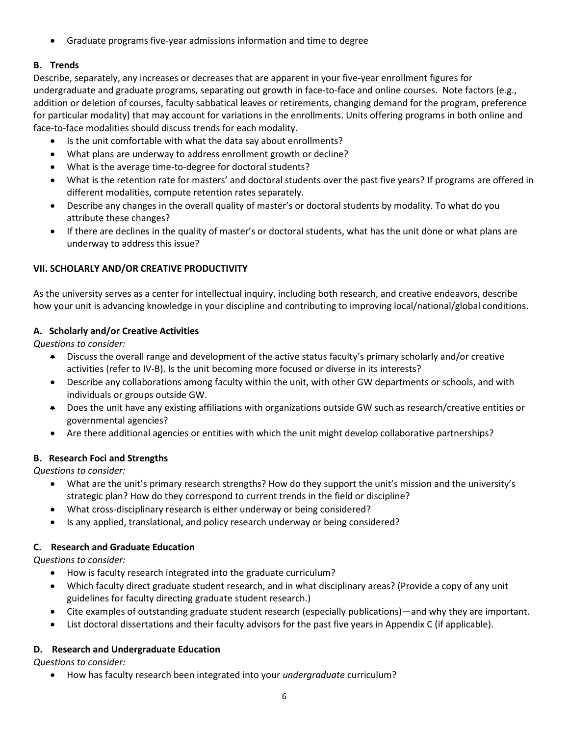- Graduate programs five-year admissions information and time to degree

### B. Trends

Describe, separately, any increases or decreases that are apparent in your five-year enrollment figures for undergraduate and graduate programs, separating out growth in face-to-face and online courses. Note factors (e.g., addition or deletion of courses, faculty sabbatical leaves or retirements, changing demand for the program, preference for particular modality) that may account for variations in the enrollments. Units offering programs in both online and face-to-face modalities should discuss trends for each modality.

- Is the unit comfortable with what the data say about enrollments?
- What plans are underway to address enrollment growth or decline?
- What is the average time-to-degree for doctoral students?
- What is the retention rate for masters' and doctoral students over the past five years? If programs are offered in different modalities, compute retention rates separately.
- Describe any changes in the overall quality of master's or doctoral students by modality. To what do you attribute these changes?
- If there are declines in the quality of master's or doctoral students, what has the unit done or what plans are underway to address this issue?

## VII. SCHOLARLY AND/OR CREATIVE PRODUCTIVITY

As the university serves as a center for intellectual inquiry, including both research, and creative endeavors, describe how your unit is advancing knowledge in your discipline and contributing to improving local/national/global conditions.

### A. Scholarly and/or Creative Activities

*Questions to consider:*

- Discuss the overall range and development of the active status faculty's primary scholarly and/or creative activities (refer to IV-B). Is the unit becoming more focused or diverse in its interests?
- Describe any collaborations among faculty within the unit, with other GW departments or schools, and with individuals or groups outside GW.
- Does the unit have any existing affiliations with organizations outside GW such as research/creative entities or governmental agencies?
- Are there additional agencies or entities with which the unit might develop collaborative partnerships?

### B. Research Foci and Strengths

*Questions to consider:*

- What are the unit's primary research strengths? How do they support the unit's mission and the university's strategic plan? How do they correspond to current trends in the field or discipline?
- What cross-disciplinary research is either underway or being considered?
- Is any applied, translational, and policy research underway or being considered?

### C. Research and Graduate Education

*Questions to consider:*

- How is faculty research integrated into the graduate curriculum?
- Which faculty direct graduate student research, and in what disciplinary areas? (Provide a copy of any unit guidelines for faculty directing graduate student research.)
- Cite examples of outstanding graduate student research (especially publications)—and why they are important.
- List doctoral dissertations and their faculty advisors for the past five years in Appendix C (if applicable).

### D. Research and Undergraduate Education

*Questions to consider:*

- How has faculty research been integrated into your *undergraduate* curriculum?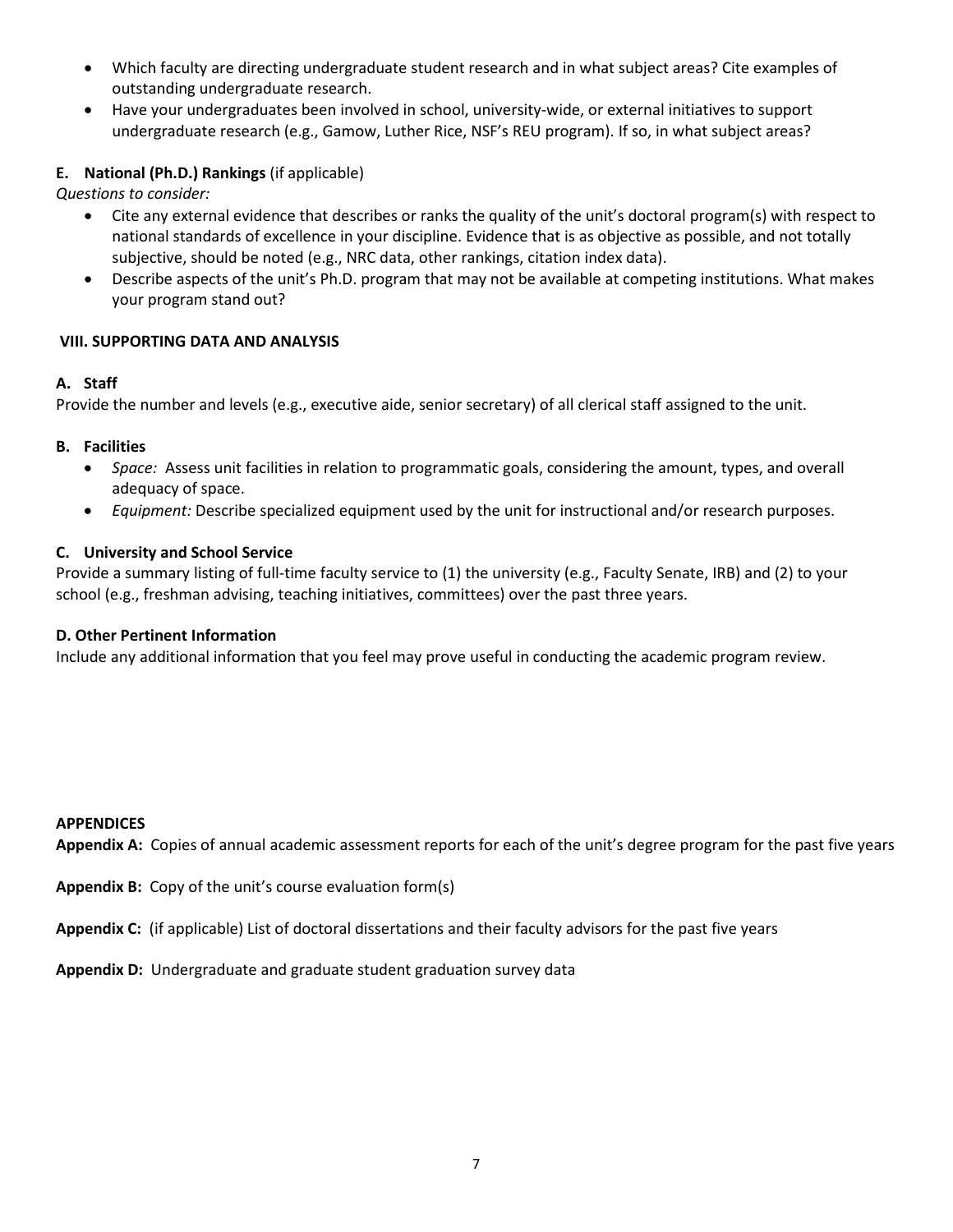- Which faculty are directing undergraduate student research and in what subject areas? Cite examples of outstanding undergraduate research.
- Have your undergraduates been involved in school, university-wide, or external initiatives to support undergraduate research (e.g., Gamow, Luther Rice, NSF's REU program). If so, in what subject areas?

### E. National (Ph.D.) Rankings (if applicable)

*Questions to consider:*

- Cite any external evidence that describes or ranks the quality of the unit's doctoral program(s) with respect to national standards of excellence in your discipline. Evidence that is as objective as possible, and not totally subjective, should be noted (e.g., NRC data, other rankings, citation index data).
- Describe aspects of the unit's Ph.D. program that may not be available at competing institutions. What makes your program stand out?

## VIII. SUPPORTING DATA AND ANALYSIS

### A. Staff

Provide the number and levels (e.g., executive aide, senior secretary) of all clerical staff assigned to the unit.

### B. Facilities

- *Space:* Assess unit facilities in relation to programmatic goals, considering the amount, types, and overall adequacy of space.
- *Equipment:* Describe specialized equipment used by the unit for instructional and/or research purposes.

### C. University and School Service

Provide a summary listing of full-time faculty service to (1) the university (e.g., Faculty Senate, IRB) and (2) to your school (e.g., freshman advising, teaching initiatives, committees) over the past three years.

### D. Other Pertinent Information

Include any additional information that you feel may prove useful in conducting the academic program review.

## APPENDICES

**Appendix A:** Copies of annual academic assessment reports for each of the unit's degree program for the past five years

**Appendix B:** Copy of the unit's course evaluation form(s)

**Appendix C:** (if applicable) List of doctoral dissertations and their faculty advisors for the past five years

**Appendix D:** Undergraduate and graduate student graduation survey data